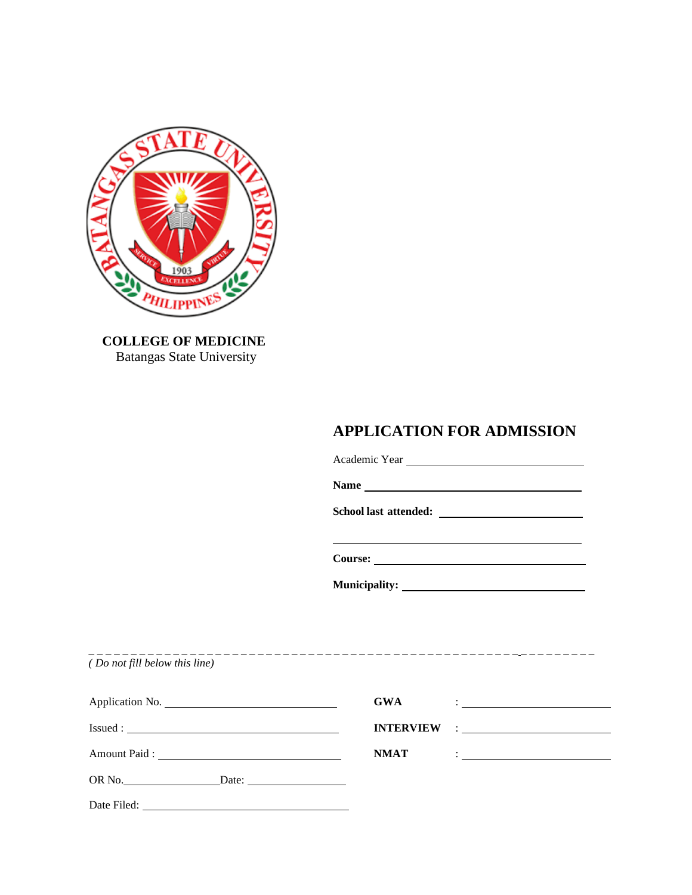**COLLEGE OF MEDICINE**
Batangas State University

## APPLICATION FOR ADMISSION

Academic Year ______________________________

**Name** ______________________________

**School last attended:** ______________________________

______________________________

**Course:** ______________________________

**Municipality:** ______________________________

- - - - - - - - - - - - - - - - - - - - - - - - - - - - - - - - - - - - - - - - - - - - - - - - - - - - - - - -

*( Do not fill below this line)*

Application No. ______________________________

Issued : ______________________________

Amount Paid : ______________________________

OR No.________________ Date: ________________

Date Filed: ______________________________

**GWA** : ______________________________

**INTERVIEW** : ______________________________

**NMAT** : ______________________________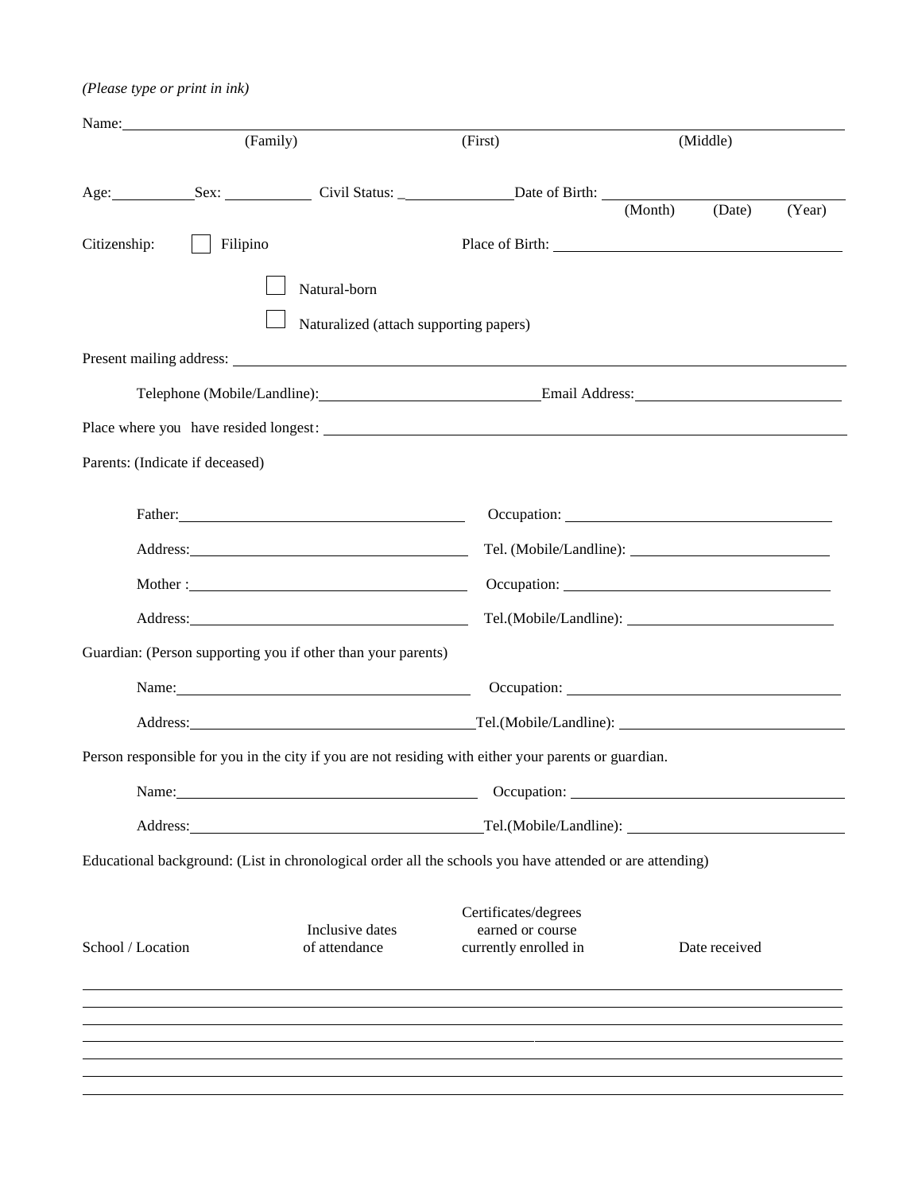*(Please type or print in ink)*

Name: ______________________________________________________________
(Family) (First) (Middle)

Age: __________ Sex: __________ Civil Status: _______________ Date of Birth: ____________________
(Month) (Date) (Year)

Citizenship: ☐ Filipino Place of Birth: ______________________________

☐ Natural-born

☐ Naturalized (attach supporting papers)

Present mailing address: ______________________________________________________________

Telephone (Mobile/Landline): ___________________________ Email Address: ___________________________

Place where you have resided longest: ______________________________________________________

Parents: (Indicate if deceased)

Father: ______________________________ Occupation: ______________________________

Address: ______________________________ Tel. (Mobile/Landline): ______________________________

Mother : ______________________________ Occupation: ______________________________

Address: ______________________________ Tel.(Mobile/Landline): ______________________________

Guardian: (Person supporting you if other than your parents)

Name: ______________________________ Occupation: ______________________________

Address: ______________________________ Tel.(Mobile/Landline): ______________________________

Person responsible for you in the city if you are not residing with either your parents or guardian.

Name: ______________________________ Occupation: ______________________________

Address: ______________________________ Tel.(Mobile/Landline): ______________________________

Educational background: (List in chronological order all the schools you have attended or are attending)

| School / Location | Inclusive dates of attendance | Certificates/degrees earned or course currently enrolled in | Date received |
|---|---|---|---|
| | | | |
| | | | |
| | | | |
| | | | |
| | | | |
| | | | |
| | | | |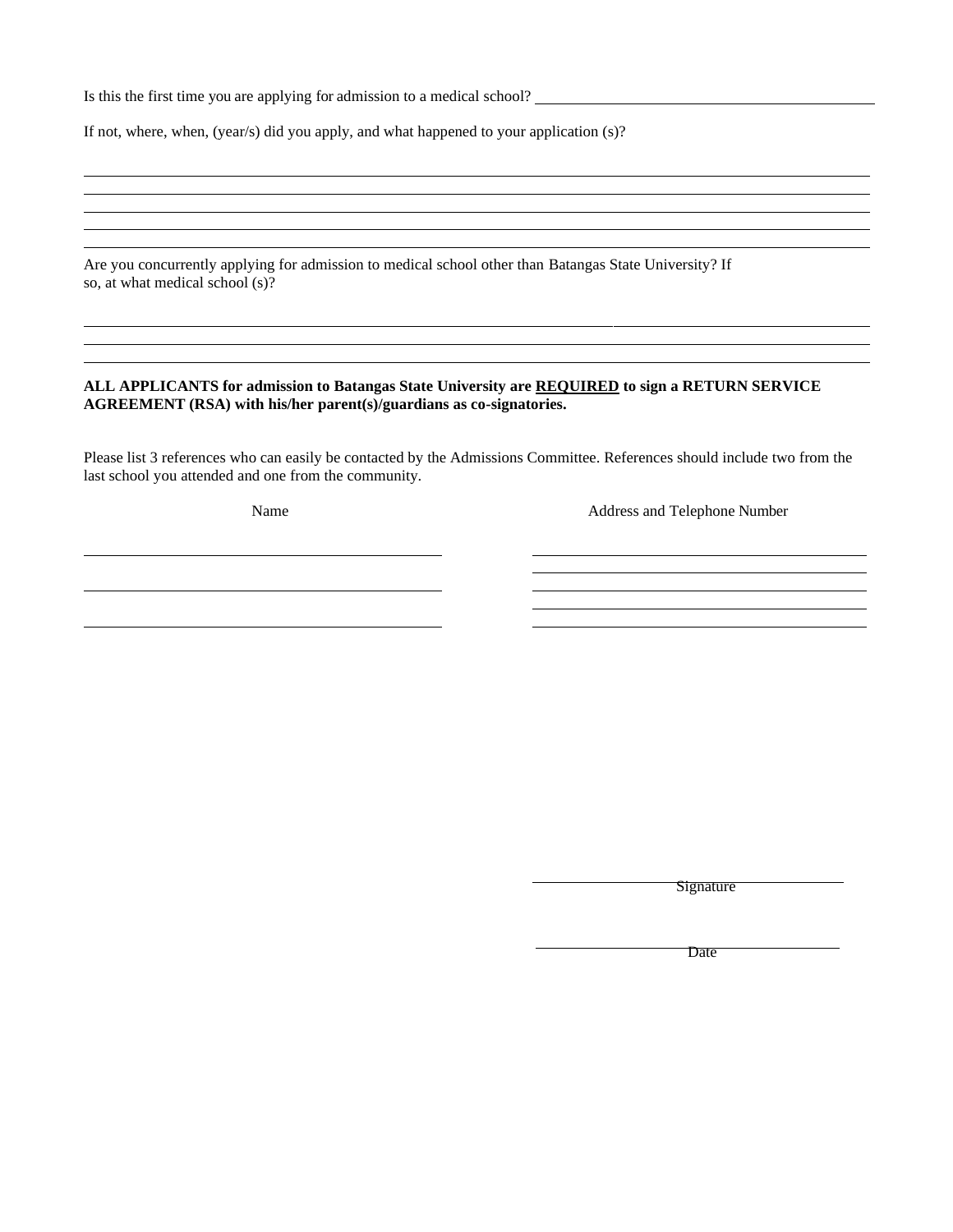Is this the first time you are applying for admission to a medical school? ____________________________

If not, where, when, (year/s) did you apply, and what happened to your application (s)?

______________________________________________________________________________

______________________________________________________________________________

______________________________________________________________________________

______________________________________________________________________________

______________________________________________________________________________

Are you concurrently applying for admission to medical school other than Batangas State University? If so, at what medical school (s)?

______________________________________________________________________________

______________________________________________________________________________

______________________________________________________________________________

**ALL APPLICANTS for admission to Batangas State University are <u>REQUIRED</u> to sign a RETURN SERVICE AGREEMENT (RSA) with his/her parent(s)/guardians as co-signatories.**

Please list 3 references who can easily be contacted by the Admissions Committee. References should include two from the last school you attended and one from the community.

| Name | Address and Telephone Number |
|---|---|
| | |
| | |
| | |

______________________________
Signature

______________________________
Date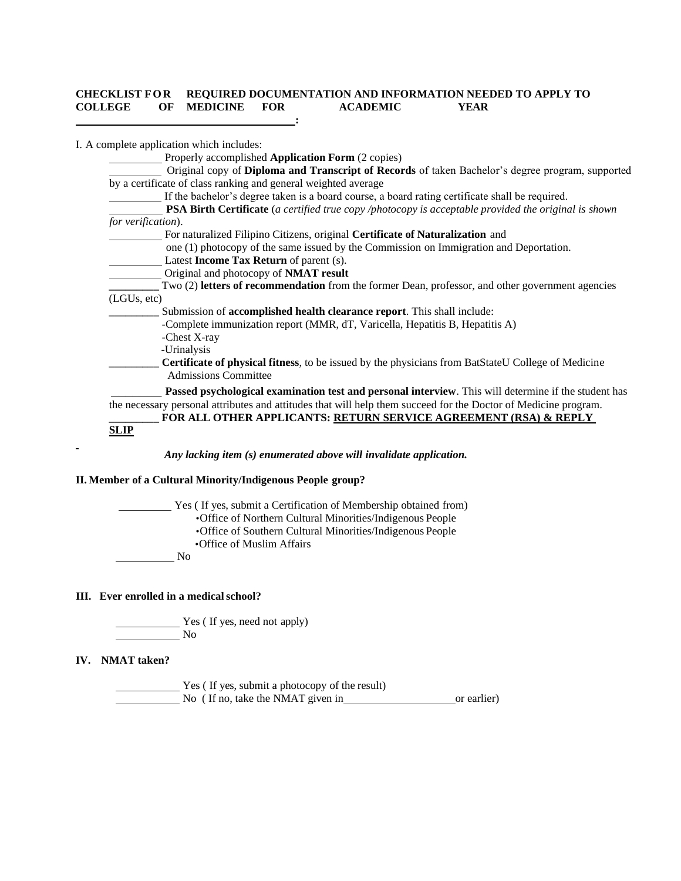**CHECKLIST FOR REQUIRED DOCUMENTATION AND INFORMATION NEEDED TO APPLY TO COLLEGE OF MEDICINE FOR ACADEMIC YEAR \_\_\_\_\_\_\_\_\_\_\_\_\_\_\_\_\_\_\_\_\_\_\_\_\_\_\_\_\_\_\_\_\_\_\_\_\_\_\_\_\_\_:**

I. A complete application which includes:

\_\_\_\_\_\_\_\_\_ Properly accomplished **Application Form** (2 copies)

\_\_\_\_\_\_\_\_\_ Original copy of **Diploma and Transcript of Records** of taken Bachelor's degree program, supported by a certificate of class ranking and general weighted average

\_\_\_\_\_\_\_\_\_ If the bachelor's degree taken is a board course, a board rating certificate shall be required.

\_\_\_\_\_\_\_\_\_ **PSA Birth Certificate** (*a certified true copy /photocopy is acceptable provided the original is shown for verification*).

\_\_\_\_\_\_\_\_\_ For naturalized Filipino Citizens, original **Certificate of Naturalization** and one (1) photocopy of the same issued by the Commission on Immigration and Deportation.

\_\_\_\_\_\_\_\_\_ Latest **Income Tax Return** of parent (s).

\_\_\_\_\_\_\_\_\_ Original and photocopy of **NMAT result**

\_\_\_\_\_\_\_\_\_ Two (2) **letters of recommendation** from the former Dean, professor, and other government agencies (LGUs, etc)

\_\_\_\_\_\_\_\_\_ Submission of **accomplished health clearance report**. This shall include:
- Complete immunization report (MMR, dT, Varicella, Hepatitis B, Hepatitis A)
- Chest X-ray
- Urinalysis

\_\_\_\_\_\_\_\_\_ **Certificate of physical fitness**, to be issued by the physicians from BatStateU College of Medicine Admissions Committee

\_\_\_\_\_\_\_\_\_ **Passed psychological examination test and personal interview**. This will determine if the student has the necessary personal attributes and attitudes that will help them succeed for the Doctor of Medicine program.

\_\_\_\_\_\_\_\_\_ **FOR ALL OTHER APPLICANTS: <u>RETURN SERVICE AGREEMENT (RSA) & REPLY SLIP</u>**

***Any lacking item (s) enumerated above will invalidate application.***

**II. Member of a Cultural Minority/Indigenous People group?**

\_\_\_\_\_\_\_\_\_ Yes ( If yes, submit a Certification of Membership obtained from)
- Office of Northern Cultural Minorities/Indigenous People
- Office of Southern Cultural Minorities/Indigenous People
- Office of Muslim Affairs

\_\_\_\_\_\_\_\_\_ No

**III. Ever enrolled in a medical school?**

\_\_\_\_\_\_\_\_\_ Yes ( If yes, need not apply)

\_\_\_\_\_\_\_\_\_ No

**IV. NMAT taken?**

\_\_\_\_\_\_\_\_\_ Yes ( If yes, submit a photocopy of the result)

\_\_\_\_\_\_\_\_\_ No ( If no, take the NMAT given in \_\_\_\_\_\_\_\_\_\_\_\_\_\_\_\_\_\_\_\_ or earlier)